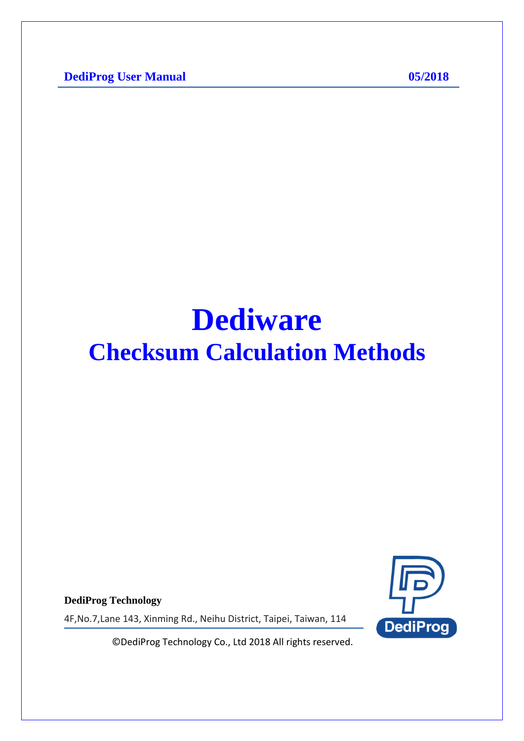**DediProg User Manual** **05/2018**

# Dediware

## Checksum Calculation Methods

**DediProg Technology**

4F,No.7,Lane 143, Xinming Rd., Neihu District, Taipei, Taiwan, 114

©DediProg Technology Co., Ltd 2018 All rights reserved.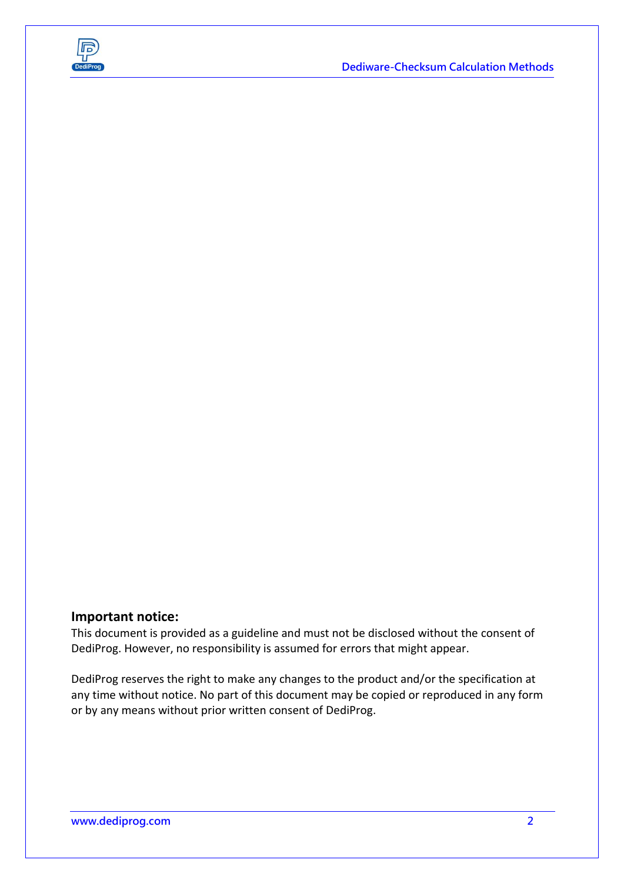**Important notice:**

This document is provided as a guideline and must not be disclosed without the consent of DediProg. However, no responsibility is assumed for errors that might appear.

DediProg reserves the right to make any changes to the product and/or the specification at any time without notice. No part of this document may be copied or reproduced in any form or by any means without prior written consent of DediProg.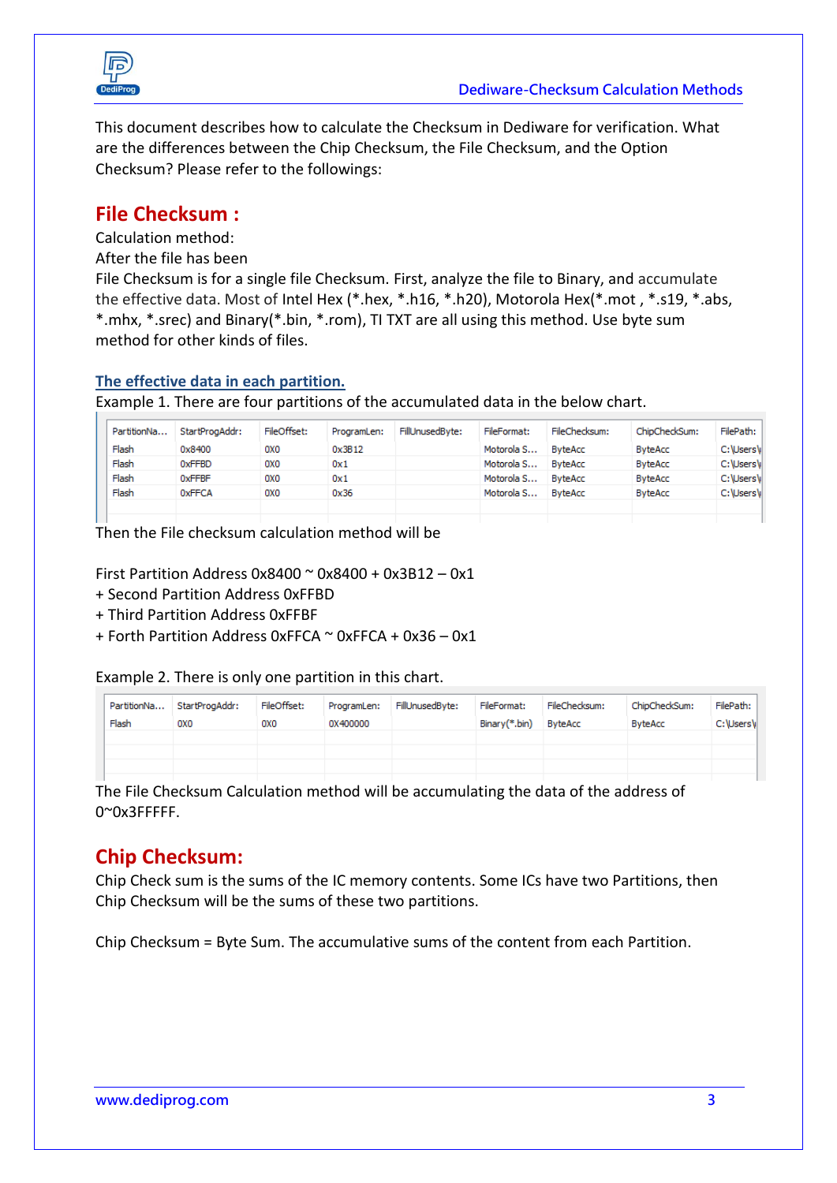This document describes how to calculate the Checksum in Dediware for verification. What are the differences between the Chip Checksum, the File Checksum, and the Option Checksum? Please refer to the followings:

## File Checksum :

Calculation method:

After the file has been

File Checksum is for a single file Checksum. First, analyze the file to Binary, and accumulate the effective data. Most of Intel Hex (*.hex, *.h16, *.h20), Motorola Hex(*.mot , *.s19, *.abs, *.mhx, *.srec) and Binary(*.bin, *.rom), TI TXT are all using this method. Use byte sum method for other kinds of files.

### The effective data in each partition.

Example 1. There are four partitions of the accumulated data in the below chart.

| PartitionNa... | StartProgAddr: | FileOffset: | ProgramLen: | FillUnusedByte: | FileFormat: | FileChecksum: | ChipCheckSum: | FilePath: |
|---|---|---|---|---|---|---|---|---|
| Flash | 0x8400 | 0X0 | 0x3B12 | | Motorola S... | ByteAcc | ByteAcc | C:\Users\ |
| Flash | 0xFFBD | 0X0 | 0x1 | | Motorola S... | ByteAcc | ByteAcc | C:\Users\ |
| Flash | 0xFFBF | 0X0 | 0x1 | | Motorola S... | ByteAcc | ByteAcc | C:\Users\ |
| Flash | 0xFFCA | 0X0 | 0x36 | | Motorola S... | ByteAcc | ByteAcc | C:\Users\ |

Then the File checksum calculation method will be

First Partition Address 0x8400 ~ 0x8400 + 0x3B12 – 0x1
+ Second Partition Address 0xFFBD
+ Third Partition Address 0xFFBF
+ Forth Partition Address 0xFFCA ~ 0xFFCA + 0x36 – 0x1

Example 2. There is only one partition in this chart.

| PartitionNa... | StartProgAddr: | FileOffset: | ProgramLen: | FillUnusedByte: | FileFormat: | FileChecksum: | ChipCheckSum: | FilePath: |
|---|---|---|---|---|---|---|---|---|
| Flash | 0X0 | 0X0 | 0X400000 | | Binary(*.bin) | ByteAcc | ByteAcc | C:\Users\ |

The File Checksum Calculation method will be accumulating the data of the address of 0~0x3FFFFF.

## Chip Checksum:

Chip Check sum is the sums of the IC memory contents. Some ICs have two Partitions, then Chip Checksum will be the sums of these two partitions.

Chip Checksum = Byte Sum. The accumulative sums of the content from each Partition.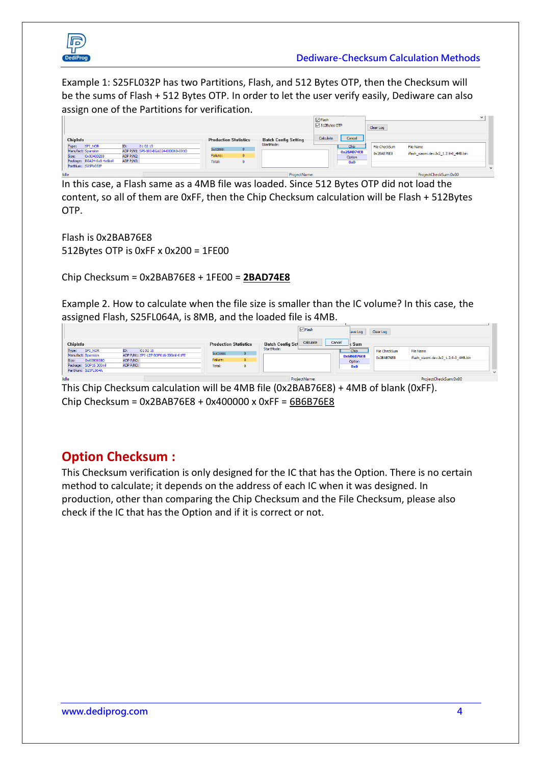Example 1: S25FL032P has two Partitions, Flash, and 512 Bytes OTP, then the Checksum will be the sums of Flash + 512 Bytes OTP. In order to let the user verify easily, Dediware can also assign one of the Partitions for verification.

In this case, a Flash same as a 4MB file was loaded. Since 512 Bytes OTP did not load the content, so all of them are 0xFF, then the Chip Checksum calculation will be Flash + 512Bytes OTP.

Flash is 0x2BAB76E8

512Bytes OTP is 0xFF x 0x200 = 1FE00

Chip Checksum = 0x2BAB76E8 + 1FE00 = **2BAD74E8**

Example 2. How to calculate when the file size is smaller than the IC volume? In this case, the assigned Flash, S25FL064A, is 8MB, and the loaded file is 4MB.

This Chip Checksum calculation will be 4MB file (0x2BAB76E8) + 4MB of blank (0xFF).

Chip Checksum = 0x2BAB76E8 + 0x400000 x 0xFF = 6B6B76E8

## Option Checksum :

This Checksum verification is only designed for the IC that has the Option. There is no certain method to calculate; it depends on the address of each IC when it was designed. In production, other than comparing the Chip Checksum and the File Checksum, please also check if the IC that has the Option and if it is correct or not.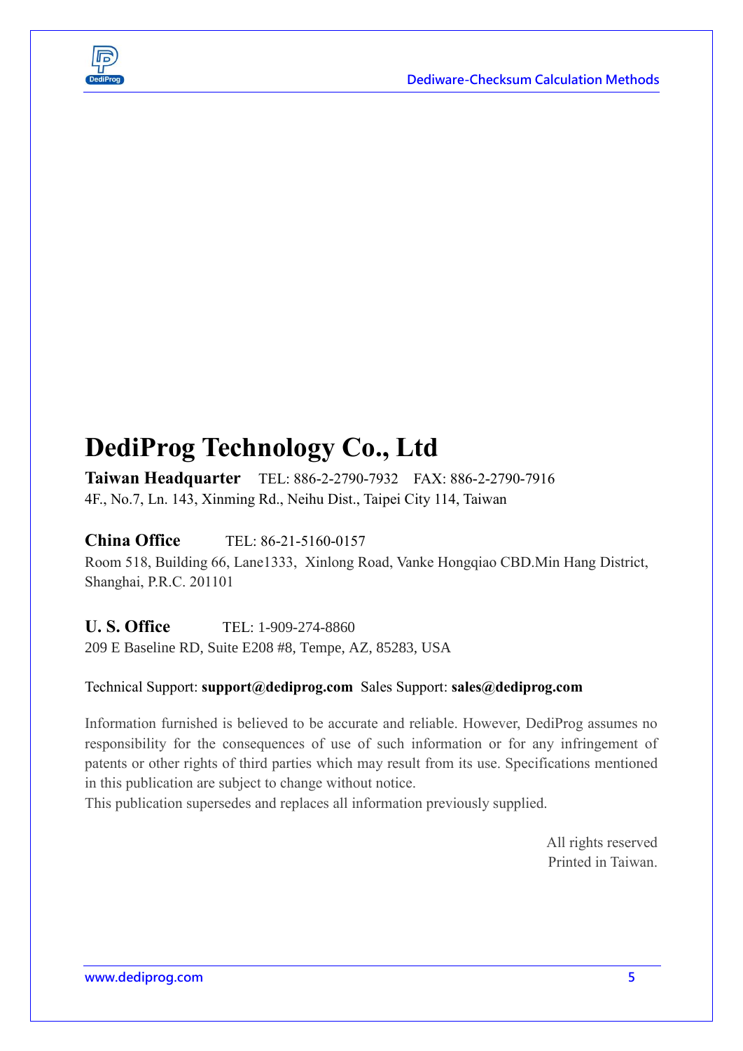# DediProg Technology Co., Ltd

**Taiwan Headquarter** TEL: 886-2-2790-7932 FAX: 886-2-2790-7916
4F., No.7, Ln. 143, Xinming Rd., Neihu Dist., Taipei City 114, Taiwan

**China Office** TEL: 86-21-5160-0157
Room 518, Building 66, Lane1333, Xinlong Road, Vanke Hongqiao CBD.Min Hang District, Shanghai, P.R.C. 201101

**U. S. Office** TEL: 1-909-274-8860
209 E Baseline RD, Suite E208 #8, Tempe, AZ, 85283, USA

Technical Support: **support@dediprog.com** Sales Support: **sales@dediprog.com**

Information furnished is believed to be accurate and reliable. However, DediProg assumes no responsibility for the consequences of use of such information or for any infringement of patents or other rights of third parties which may result from its use. Specifications mentioned in this publication are subject to change without notice.
This publication supersedes and replaces all information previously supplied.

All rights reserved
Printed in Taiwan.